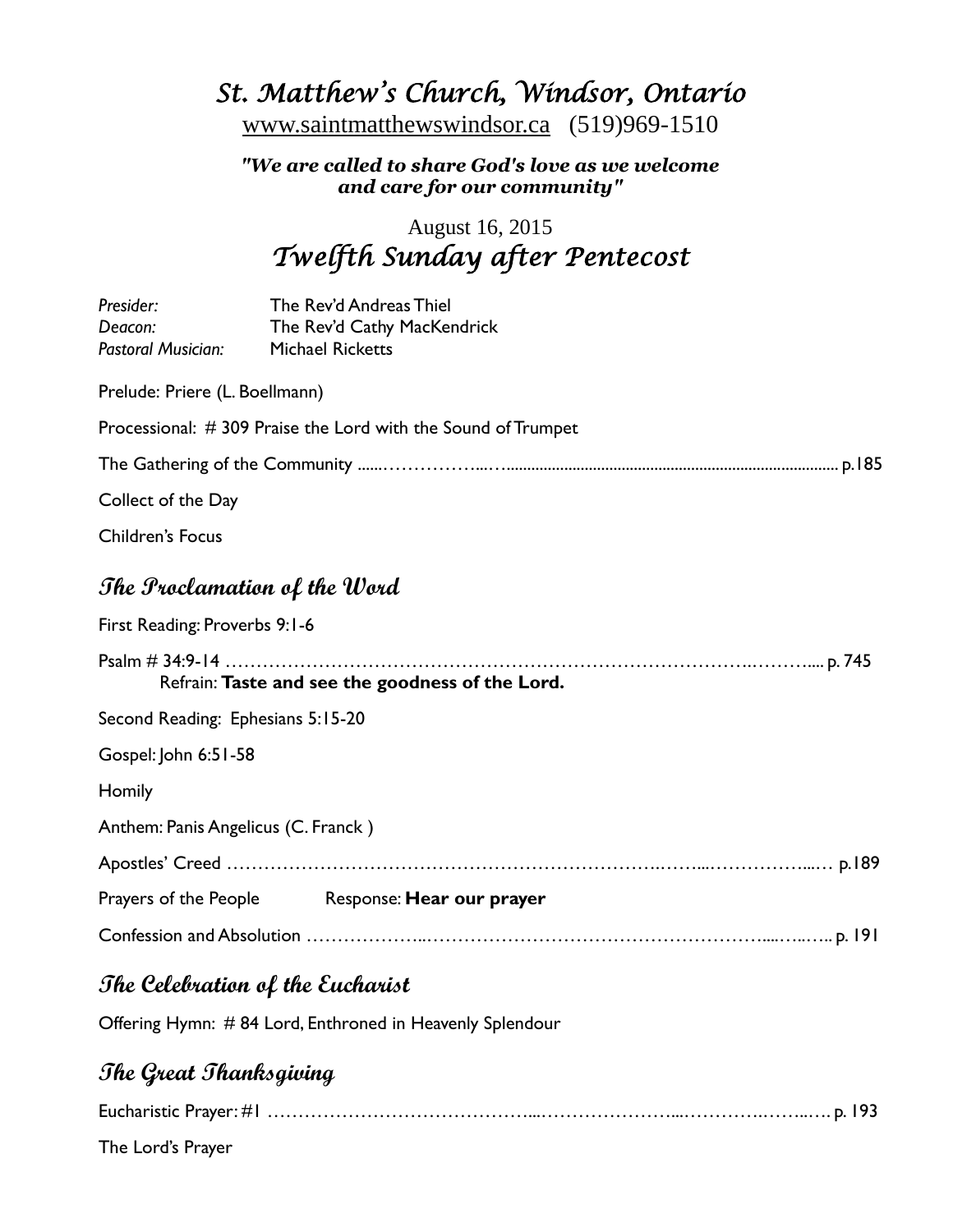# *St. Matthew's Church, Windsor, Ontario*

www.saintmatthewswindsor.ca (519)969-1510

***"We are called to share God's love as we welcome and care for our community"***

August 16, 2015

## *Twelfth Sunday after Pentecost*

*Presider:* The Rev'd Andreas Thiel
*Deacon:* The Rev'd Cathy MacKendrick
*Pastoral Musician:* Michael Ricketts

Prelude: Priere (L. Boellmann)

Processional: # 309 Praise the Lord with the Sound of Trumpet

The Gathering of the Community ...... p.185

Collect of the Day

Children's Focus

## *The Proclamation of the Word*

First Reading: Proverbs 9:1-6

Psalm # 34:9-14 ...... p. 745
Refrain: **Taste and see the goodness of the Lord.**

Second Reading: Ephesians 5:15-20

Gospel: John 6:51-58

Homily

Anthem: Panis Angelicus (C. Franck )

Apostles' Creed ...... p.189

Prayers of the People Response: **Hear our prayer**

Confession and Absolution ...... p. 191

## *The Celebration of the Eucharist*

Offering Hymn: # 84 Lord, Enthroned in Heavenly Splendour

## *The Great Thanksgiving*

Eucharistic Prayer: #1 ...... p. 193

The Lord's Prayer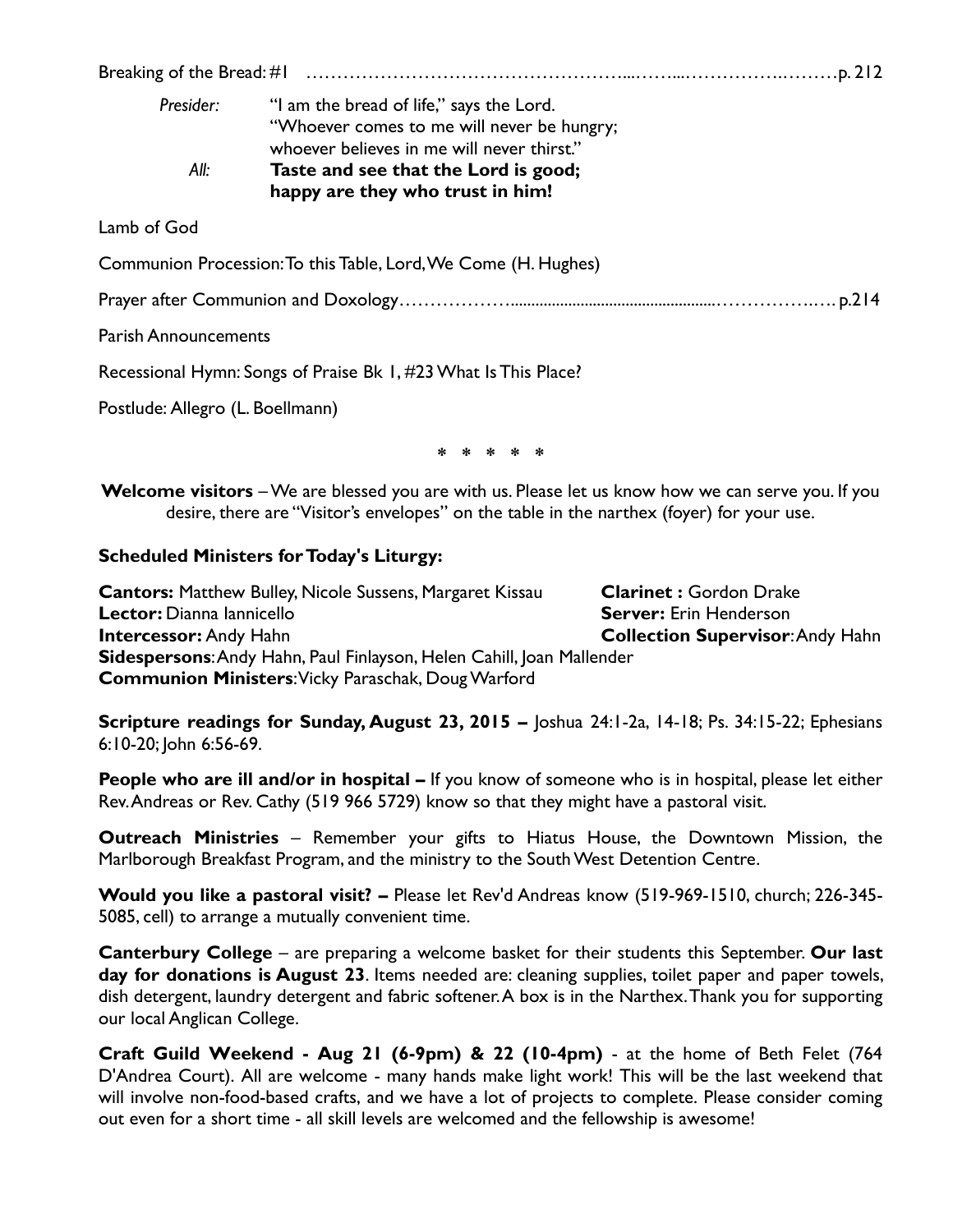Breaking of the Bread: #1 ……………………………………………....……...…………….………p. 212

*Presider:* "I am the bread of life," says the Lord.
"Whoever comes to me will never be hungry;
whoever believes in me will never thirst."

*All:* **Taste and see that the Lord is good;
happy are they who trust in him!**

Lamb of God

Communion Procession: To this Table, Lord, We Come (H. Hughes)

Prayer after Communion and Doxology………………..................................................……………..…. p.214

Parish Announcements

Recessional Hymn: Songs of Praise Bk 1, #23 What Is This Place?

Postlude: Allegro (L. Boellmann)

\* \* \* \* \*

**Welcome visitors** – We are blessed you are with us. Please let us know how we can serve you. If you desire, there are "Visitor's envelopes" on the table in the narthex (foyer) for your use.

**Scheduled Ministers for Today's Liturgy:**

**Cantors:** Matthew Bulley, Nicole Sussens, Margaret Kissau
**Clarinet :** Gordon Drake
**Lector:** Dianna Iannicello
**Server:** Erin Henderson
**Intercessor:** Andy Hahn
**Collection Supervisor**: Andy Hahn
**Sidespersons**: Andy Hahn, Paul Finlayson, Helen Cahill, Joan Mallender
**Communion Ministers**: Vicky Paraschak, Doug Warford

**Scripture readings for Sunday, August 23, 2015 –** Joshua 24:1-2a, 14-18; Ps. 34:15-22; Ephesians 6:10-20; John 6:56-69.

**People who are ill and/or in hospital –** If you know of someone who is in hospital, please let either Rev. Andreas or Rev. Cathy (519 966 5729) know so that they might have a pastoral visit.

**Outreach Ministries** – Remember your gifts to Hiatus House, the Downtown Mission, the Marlborough Breakfast Program, and the ministry to the South West Detention Centre.

**Would you like a pastoral visit? –** Please let Rev'd Andreas know (519-969-1510, church; 226-345-5085, cell) to arrange a mutually convenient time.

**Canterbury College** – are preparing a welcome basket for their students this September. **Our last day for donations is August 23**. Items needed are: cleaning supplies, toilet paper and paper towels, dish detergent, laundry detergent and fabric softener. A box is in the Narthex. Thank you for supporting our local Anglican College.

**Craft Guild Weekend - Aug 21 (6-9pm) & 22 (10-4pm)** - at the home of Beth Felet (764 D'Andrea Court). All are welcome - many hands make light work! This will be the last weekend that will involve non-food-based crafts, and we have a lot of projects to complete. Please consider coming out even for a short time - all skill levels are welcomed and the fellowship is awesome!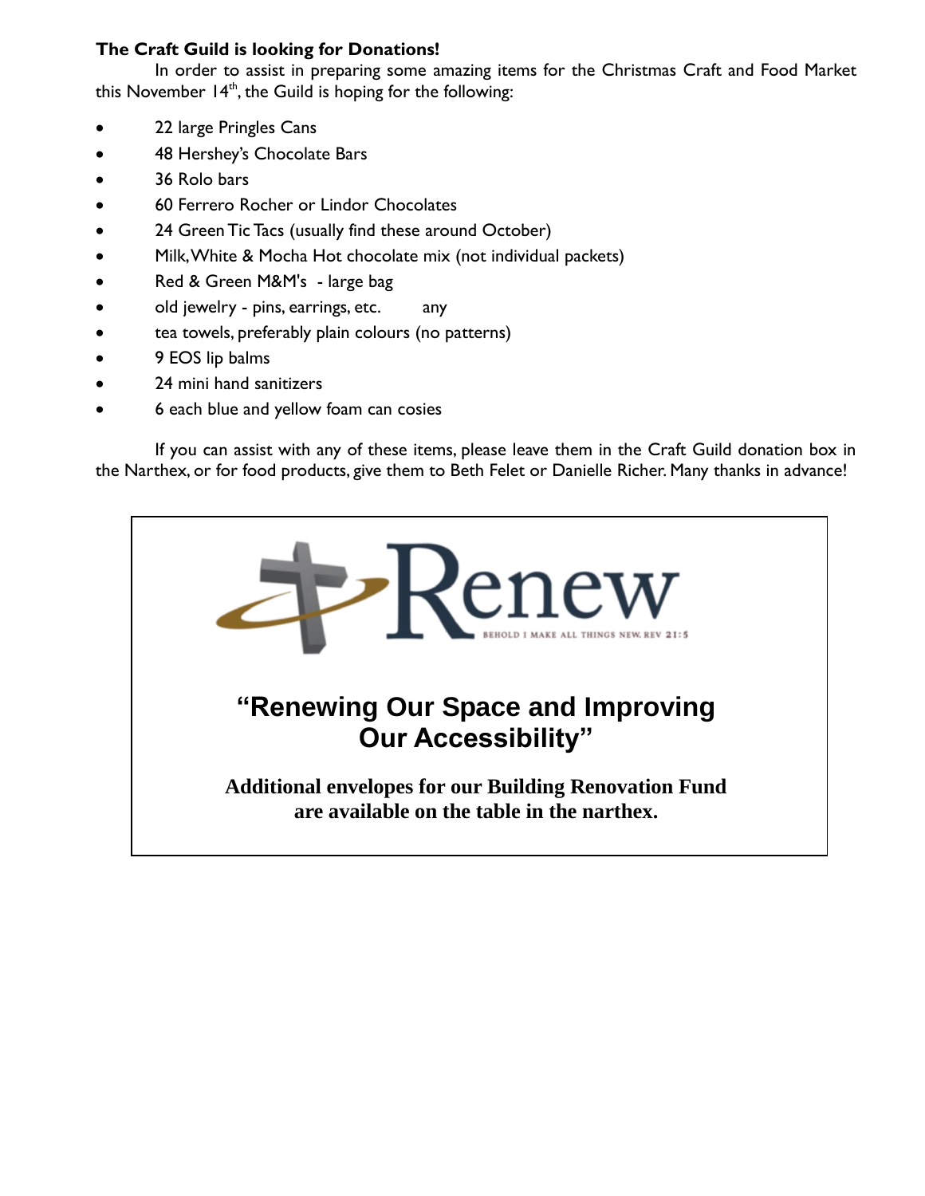**The Craft Guild is looking for Donations!**

In order to assist in preparing some amazing items for the Christmas Craft and Food Market this November 14th, the Guild is hoping for the following:

- 22 large Pringles Cans
- 48 Hershey's Chocolate Bars
- 36 Rolo bars
- 60 Ferrero Rocher or Lindor Chocolates
- 24 Green Tic Tacs (usually find these around October)
- Milk, White & Mocha Hot chocolate mix (not individual packets)
- Red & Green M&M's - large bag
- old jewelry - pins, earrings, etc. any
- tea towels, preferably plain colours (no patterns)
- 9 EOS lip balms
- 24 mini hand sanitizers
- 6 each blue and yellow foam can cosies

If you can assist with any of these items, please leave them in the Craft Guild donation box in the Narthex, or for food products, give them to Beth Felet or Danielle Richer. Many thanks in advance!

Renew

BEHOLD I MAKE ALL THINGS NEW. REV 21:5

## "Renewing Our Space and Improving Our Accessibility"

**Additional envelopes for our Building Renovation Fund are available on the table in the narthex.**